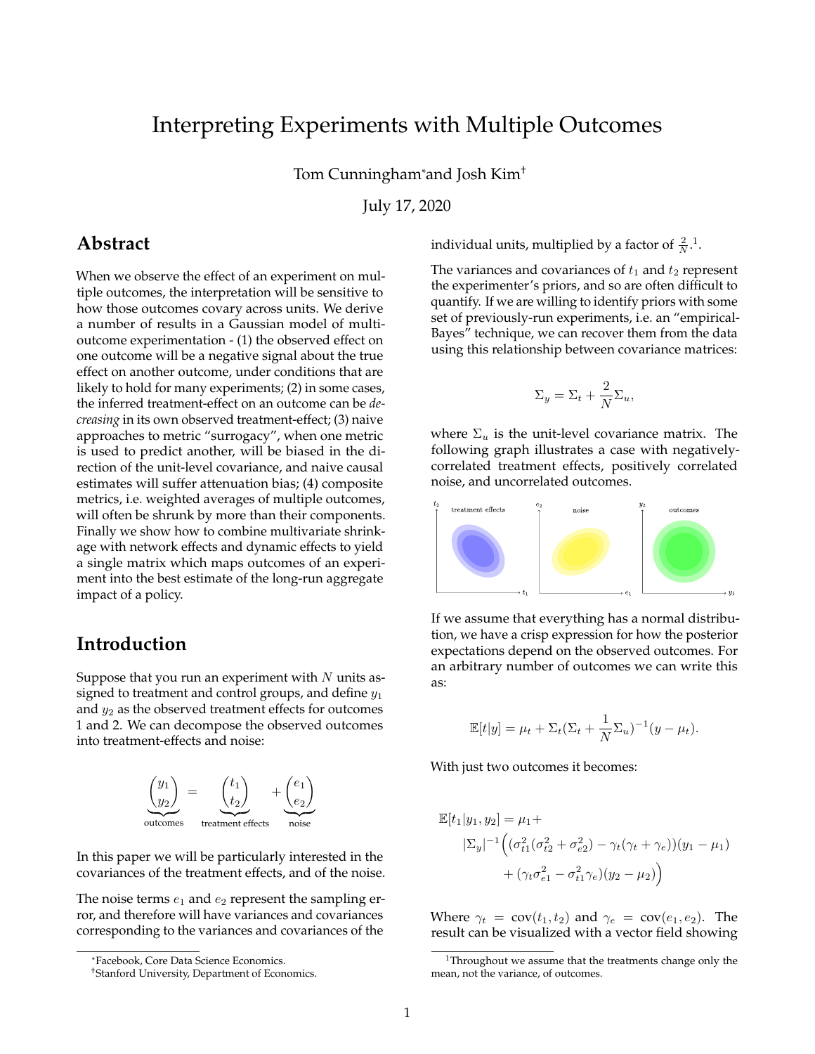# Interpreting Experiments with Multiple Outcomes

Tom Cunningham* and Josh Kim†

July 17, 2020

## Abstract

When we observe the effect of an experiment on multiple outcomes, the interpretation will be sensitive to how those outcomes covary across units. We derive a number of results in a Gaussian model of multi-outcome experimentation - (1) the observed effect on one outcome will be a negative signal about the true effect on another outcome, under conditions that are likely to hold for many experiments; (2) in some cases, the inferred treatment-effect on an outcome can be *decreasing* in its own observed treatment-effect; (3) naive approaches to metric "surrogacy", when one metric is used to predict another, will be biased in the direction of the unit-level covariance, and naive causal estimates will suffer attenuation bias; (4) composite metrics, i.e. weighted averages of multiple outcomes, will often be shrunk by more than their components. Finally we show how to combine multivariate shrinkage with network effects and dynamic effects to yield a single matrix which maps outcomes of an experiment into the best estimate of the long-run aggregate impact of a policy.

## Introduction

Suppose that you run an experiment with $N$ units assigned to treatment and control groups, and define $y_1$ and $y_2$ as the observed treatment effects for outcomes 1 and 2. We can decompose the observed outcomes into treatment-effects and noise:

$$\underbrace{\begin{pmatrix} y_1 \\ y_2 \end{pmatrix}}_{\text{outcomes}} = \underbrace{\begin{pmatrix} t_1 \\ t_2 \end{pmatrix}}_{\text{treatment effects}} + \underbrace{\begin{pmatrix} e_1 \\ e_2 \end{pmatrix}}_{\text{noise}}$$

In this paper we will be particularly interested in the covariances of the treatment effects, and of the noise.

The noise terms $e_1$ and $e_2$ represent the sampling error, and therefore will have variances and covariances corresponding to the variances and covariances of the individual units, multiplied by a factor of $\frac{2}{N}$.[1].

The variances and covariances of $t_1$ and $t_2$ represent the experimenter's priors, and so are often difficult to quantify. If we are willing to identify priors with some set of previously-run experiments, i.e. an "empirical-Bayes" technique, we can recover them from the data using this relationship between covariance matrices:

$$\Sigma_y = \Sigma_t + \frac{2}{N}\Sigma_u,$$

where $\Sigma_u$ is the unit-level covariance matrix. The following graph illustrates a case with negatively-correlated treatment effects, positively correlated noise, and uncorrelated outcomes.

If we assume that everything has a normal distribution, we have a crisp expression for how the posterior expectations depend on the observed outcomes. For an arbitrary number of outcomes we can write this as:

$$\mathbb{E}[t|y] = \mu_t + \Sigma_t(\Sigma_t + \frac{1}{N}\Sigma_u)^{-1}(y - \mu_t).$$

With just two outcomes it becomes:

$$\begin{aligned}\mathbb{E}[t_1|y_1, y_2] = \mu_1 + \\ |\Sigma_y|^{-1}\Big((\sigma_{t1}^2(\sigma_{t2}^2 + \sigma_{e2}^2) - \gamma_t(\gamma_t + \gamma_e))(y_1 - \mu_1) \\ + (\gamma_t\sigma_{e1}^2 - \sigma_{t1}^2\gamma_e)(y_2 - \mu_2)\Big)\end{aligned}$$

Where $\gamma_t = \text{cov}(t_1, t_2)$ and $\gamma_e = \text{cov}(e_1, e_2)$. The result can be visualized with a vector field showing

---

*Facebook, Core Data Science Economics.

†Stanford University, Department of Economics.

[1] Throughout we assume that the treatments change only the mean, not the variance, of outcomes.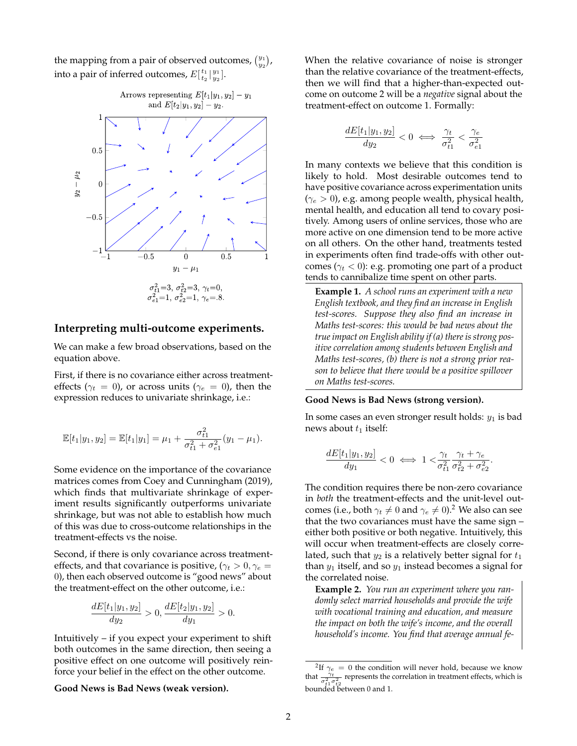the mapping from a pair of observed outcomes, $\binom{y_1}{y_2}$, into a pair of inferred outcomes, $E[\begin{smallmatrix} t_1 \\ t_2 \end{smallmatrix} | \begin{smallmatrix} y_1 \\ y_2 \end{smallmatrix}]$.

Arrows representing $E[t_1|y_1, y_2] - y_1$ and $E[t_2|y_1, y_2] - y_2$.

$\sigma^2_{t1}$=3, $\sigma^2_{t2}$=3, $\gamma_t$=0, $\sigma^2_{e1}$=1, $\sigma^2_{e2}$=1, $\gamma_e$=.8.

## Interpreting multi-outcome experiments.

We can make a few broad observations, based on the equation above.

First, if there is no covariance either across treatment-effects ($\gamma_t = 0$), or across units ($\gamma_e = 0$), then the expression reduces to univariate shrinkage, i.e.:

$$\mathbb{E}[t_1|y_1, y_2] = \mathbb{E}[t_1|y_1] = \mu_1 + \frac{\sigma^2_{t1}}{\sigma^2_{t1} + \sigma^2_{e1}}(y_1 - \mu_1).$$

Some evidence on the importance of the covariance matrices comes from Coey and Cunningham (2019), which finds that multivariate shrinkage of experiment results significantly outperforms univariate shrinkage, but was not able to establish how much of this was due to cross-outcome relationships in the treatment-effects vs the noise.

Second, if there is only covariance across treatment-effects, and that covariance is positive, ($\gamma_t > 0, \gamma_e = 0$), then each observed outcome is "good news" about the treatment-effect on the other outcome, i.e.:

$$\frac{dE[t_1|y_1, y_2]}{dy_2} > 0, \frac{dE[t_2|y_1, y_2]}{dy_1} > 0.$$

Intuitively – if you expect your experiment to shift both outcomes in the same direction, then seeing a positive effect on one outcome will positively reinforce your belief in the effect on the other outcome.

**Good News is Bad News (weak version).**

When the relative covariance of noise is stronger than the relative covariance of the treatment-effects, then we will find that a higher-than-expected outcome on outcome 2 will be a *negative* signal about the treatment-effect on outcome 1. Formally:

$$\frac{dE[t_1|y_1, y_2]}{dy_2} < 0 \iff \frac{\gamma_t}{\sigma^2_{t1}} < \frac{\gamma_e}{\sigma^2_{e1}}.$$

In many contexts we believe that this condition is likely to hold. Most desirable outcomes tend to have positive covariance across experimentation units ($\gamma_e > 0$), e.g. among people wealth, physical health, mental health, and education all tend to covary positively. Among users of online services, those who are more active on one dimension tend to be more active on all others. On the other hand, treatments tested in experiments often find trade-offs with other outcomes ($\gamma_t < 0$): e.g. promoting one part of a product tends to cannibalize time spent on other parts.

**Example 1.** *A school runs an experiment with a new English textbook, and they find an increase in English test-scores. Suppose they also find an increase in Maths test-scores: this would be bad news about the true impact on English ability if (a) there is strong positive correlation among students between English and Maths test-scores, (b) there is not a strong prior reason to believe that there would be a positive spillover on Maths test-scores.*

**Good News is Bad News (strong version).**

In some cases an even stronger result holds: $y_1$ is bad news about $t_1$ itself:

$$\frac{dE[t_1|y_1, y_2]}{dy_1} < 0 \iff 1 < \frac{\gamma_t}{\sigma^2_{t1}} \frac{\gamma_t + \gamma_e}{\sigma^2_{t2} + \sigma^2_{e2}}.$$

The condition requires there be non-zero covariance in *both* the treatment-effects and the unit-level outcomes (i.e., both $\gamma_t \neq 0$ and $\gamma_e \neq 0$).[2] We also can see that the two covariances must have the same sign – either both positive or both negative. Intuitively, this will occur when treatment-effects are closely correlated, such that $y_2$ is a relatively better signal for $t_1$ than $y_1$ itself, and so $y_1$ instead becomes a signal for the correlated noise.

**Example 2.** *You run an experiment where you randomly select married households and provide the wife with vocational training and education, and measure the impact on both the wife's income, and the overall household's income. You find that average annual fe-*

[2] If $\gamma_e = 0$ the condition will never hold, because we know that $\frac{\gamma_t}{\sigma^2_{t1}\sigma^2_{t2}}$ represents the correlation in treatment effects, which is bounded between 0 and 1.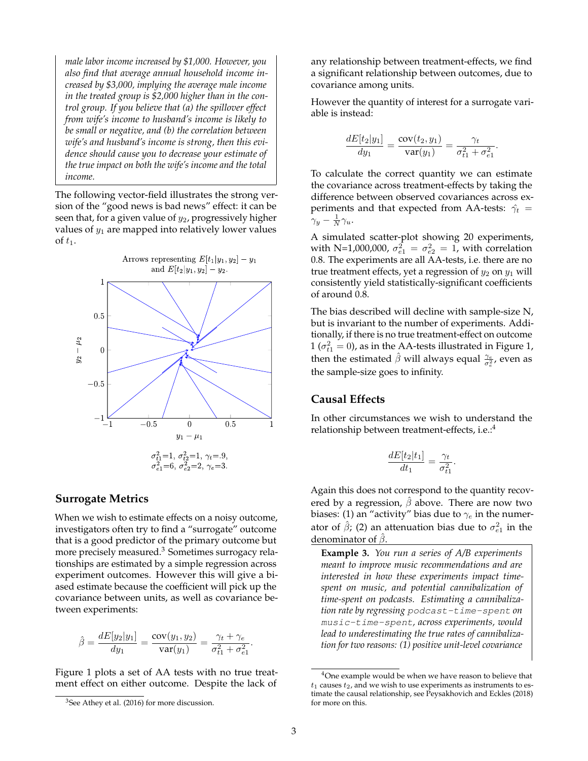*male labor income increased by $1,000. However, you also find that average annual household income increased by $3,000, implying the average male income in the treated group is $2,000 higher than in the control group. If you believe that (a) the spillover effect from wife's income to husband's income is likely to be small or negative, and (b) the correlation between wife's and husband's income is strong, then this evidence should cause you to decrease your estimate of the true impact on both the wife's income and the total income.*

The following vector-field illustrates the strong version of the "good news is bad news" effect: it can be seen that, for a given value of $y_2$, progressively higher values of $y_1$ are mapped into relatively lower values of $t_1$.

Arrows representing $E[t_1|y_1, y_2] - y_1$ and $E[t_2|y_1, y_2] - y_2$.

$\sigma_{t1}^2$=1, $\sigma_{t2}^2$=1, $\gamma_t$=.9, $\sigma_{e1}^2$=6, $\sigma_{e2}^2$=2, $\gamma_e$=3.

## Surrogate Metrics

When we wish to estimate effects on a noisy outcome, investigators often try to find a "surrogate" outcome that is a good predictor of the primary outcome but more precisely measured.[3] Sometimes surrogacy relationships are estimated by a simple regression across experiment outcomes. However this will give a biased estimate because the coefficient will pick up the covariance between units, as well as covariance between experiments:

$$\hat{\beta} = \frac{dE[y_2|y_1]}{dy_1} = \frac{\text{cov}(y_1, y_2)}{\text{var}(y_1)} = \frac{\gamma_t + \gamma_e}{\sigma_{t1}^2 + \sigma_{e1}^2}.$$

Figure 1 plots a set of AA tests with no true treatment effect on either outcome. Despite the lack of any relationship between treatment-effects, we find a significant relationship between outcomes, due to covariance among units.

However the quantity of interest for a surrogate variable is instead:

$$\frac{dE[t_2|y_1]}{dy_1} = \frac{\text{cov}(t_2, y_1)}{\text{var}(y_1)} = \frac{\gamma_t}{\sigma_{t1}^2 + \sigma_{e1}^2}.$$

To calculate the correct quantity we can estimate the covariance across treatment-effects by taking the difference between observed covariances across experiments and that expected from AA-tests: $\hat{\gamma_t} = \gamma_y - \frac{1}{N}\gamma_u$.

A simulated scatter-plot showing 20 experiments, with N=1,000,000, $\sigma_{e1}^2 = \sigma_{e2}^2 = 1$, with correlation 0.8. The experiments are all AA-tests, i.e. there are no true treatment effects, yet a regression of $y_2$ on $y_1$ will consistently yield statistically-significant coefficients of around 0.8.

The bias described will decline with sample-size N, but is invariant to the number of experiments. Additionally, if there is no true treatment-effect on outcome 1 ($\sigma_{t1}^2 = 0$), as in the AA-tests illustrated in Figure 1, then the estimated $\hat{\beta}$ will always equal $\frac{\gamma_e}{\sigma_e^2}$, even as the sample-size goes to infinity.

## Causal Effects

In other circumstances we wish to understand the relationship between treatment-effects, i.e.:[4]

$$\frac{dE[t_2|t_1]}{dt_1} = \frac{\gamma_t}{\sigma_{t1}^2}.$$

Again this does not correspond to the quantity recovered by a regression, $\hat{\beta}$ above. There are now two biases: (1) an "activity" bias due to $\gamma_e$ in the numerator of $\hat{\beta}$; (2) an attenuation bias due to $\sigma_{e1}^2$ in the denominator of $\hat{\beta}$.

**Example 3.** *You run a series of A/B experiments meant to improve music recommendations and are interested in how these experiments impact time-spent on music, and potential cannibalization of time-spent on podcasts. Estimating a cannibalization rate by regressing* `podcast-time-spent` *on* `music-time-spent`*, across experiments, would lead to underestimating the true rates of cannibalization for two reasons: (1) positive unit-level covariance*

[3] See Athey et al. (2016) for more discussion.

[4] One example would be when we have reason to believe that $t_1$ causes $t_2$, and we wish to use experiments as instruments to estimate the causal relationship, see Peysakhovich and Eckles (2018) for more on this.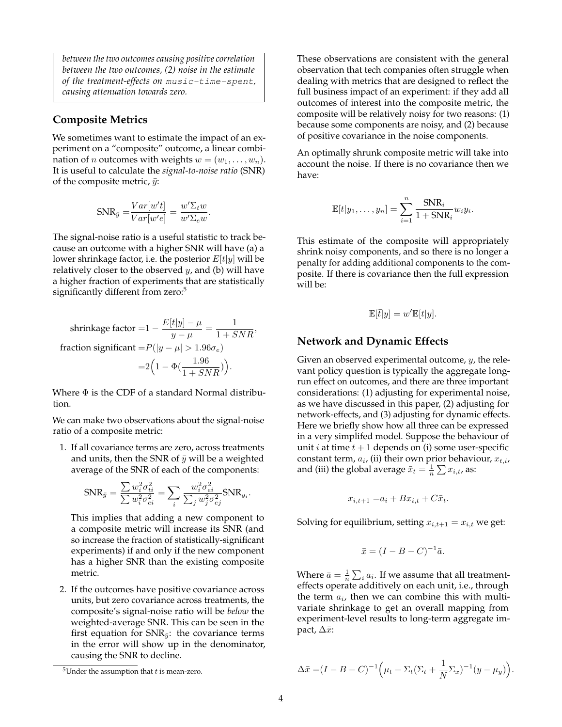*between the two outcomes causing positive correlation between the two outcomes, (2) noise in the estimate of the treatment-effects on `music-time-spent`, causing attenuation towards zero.*

## Composite Metrics

We sometimes want to estimate the impact of an experiment on a "composite" outcome, a linear combination of $n$ outcomes with weights $w = (w_1, \ldots, w_n)$. It is useful to calculate the *signal-to-noise ratio* (SNR) of the composite metric, $\bar{y}$:

$$\text{SNR}_{\bar{y}} = \frac{Var[w't]}{Var[w'e]} = \frac{w'\Sigma_t w}{w'\Sigma_e w}.$$

The signal-noise ratio is a useful statistic to track because an outcome with a higher SNR will have (a) a lower shrinkage factor, i.e. the posterior $E[t|y]$ will be relatively closer to the observed $y$, and (b) will have a higher fraction of experiments that are statistically significantly different from zero:[5]

$$\begin{aligned}
\text{shrinkage factor} &= 1 - \frac{E[t|y] - \mu}{y - \mu} = \frac{1}{1 + SNR}, \\
\text{fraction significant} &= P(|y - \mu| > 1.96\sigma_e) \\
&= 2\Big(1 - \Phi\big(\frac{1.96}{1 + SNR}\big)\Big).
\end{aligned}$$

Where $\Phi$ is the CDF of a standard Normal distribution.

We can make two observations about the signal-noise ratio of a composite metric:

1. If all covariance terms are zero, across treatments and units, then the SNR of $\bar{y}$ will be a weighted average of the SNR of each of the components:

   $$\text{SNR}_{\bar{y}} = \frac{\sum w_i^2 \sigma_{ti}^2}{\sum w_i^2 \sigma_{ei}^2} = \sum_i \frac{w_i^2 \sigma_{ei}^2}{\sum_j w_j^2 \sigma_{ej}^2} \text{SNR}_{y_i}.$$

   This implies that adding a new component to a composite metric will increase its SNR (and so increase the fraction of statistically-significant experiments) if and only if the new component has a higher SNR than the existing composite metric.

2. If the outcomes have positive covariance across units, but zero covariance across treatments, the composite's signal-noise ratio will be *below* the weighted-average SNR. This can be seen in the first equation for $\text{SNR}_{\bar{y}}$: the covariance terms in the error will show up in the denominator, causing the SNR to decline.

These observations are consistent with the general observation that tech companies often struggle when dealing with metrics that are designed to reflect the full business impact of an experiment: if they add all outcomes of interest into the composite metric, the composite will be relatively noisy for two reasons: (1) because some components are noisy, and (2) because of positive covariance in the noise components.

An optimally shrunk composite metric will take into account the noise. If there is no covariance then we have:

$$\mathbb{E}[t|y_1, \ldots, y_n] = \sum_{i=1}^{n} \frac{\text{SNR}_i}{1 + \text{SNR}_i} w_i y_i.$$

This estimate of the composite will appropriately shrink noisy components, and so there is no longer a penalty for adding additional components to the composite. If there is covariance then the full expression will be:

$$\mathbb{E}[\bar{t}|y] = w'\mathbb{E}[t|y].$$

## Network and Dynamic Effects

Given an observed experimental outcome, $y$, the relevant policy question is typically the aggregate long-run effect on outcomes, and there are three important considerations: (1) adjusting for experimental noise, as we have discussed in this paper, (2) adjusting for network-effects, and (3) adjusting for dynamic effects. Here we briefly show how all three can be expressed in a very simplifed model. Suppose the behaviour of unit $i$ at time $t+1$ depends on (i) some user-specific constant term, $a_i$, (ii) their own prior behaviour, $x_{t,i}$, and (iii) the global average $\bar{x}_t = \frac{1}{n}\sum x_{i,t}$, as:

$$x_{i,t+1} = a_i + Bx_{i,t} + C\bar{x}_t.$$

Solving for equilibrium, setting $x_{i,t+1} = x_{i,t}$ we get:

$$\bar{x} = (I - B - C)^{-1}\bar{a}.$$

Where $\bar{a} = \frac{1}{n}\sum_i a_i$. If we assume that all treatment-effects operate additively on each unit, i.e., through the term $a_i$, then we can combine this with multivariate shrinkage to get an overall mapping from experiment-level results to long-term aggregate impact, $\Delta\bar{x}$:

$$\Delta\bar{x} = (I - B - C)^{-1}\Big(\mu_t + \Sigma_t(\Sigma_t + \frac{1}{N}\Sigma_x)^{-1}(y - \mu_y)\Big).$$

[5] Under the assumption that $t$ is mean-zero.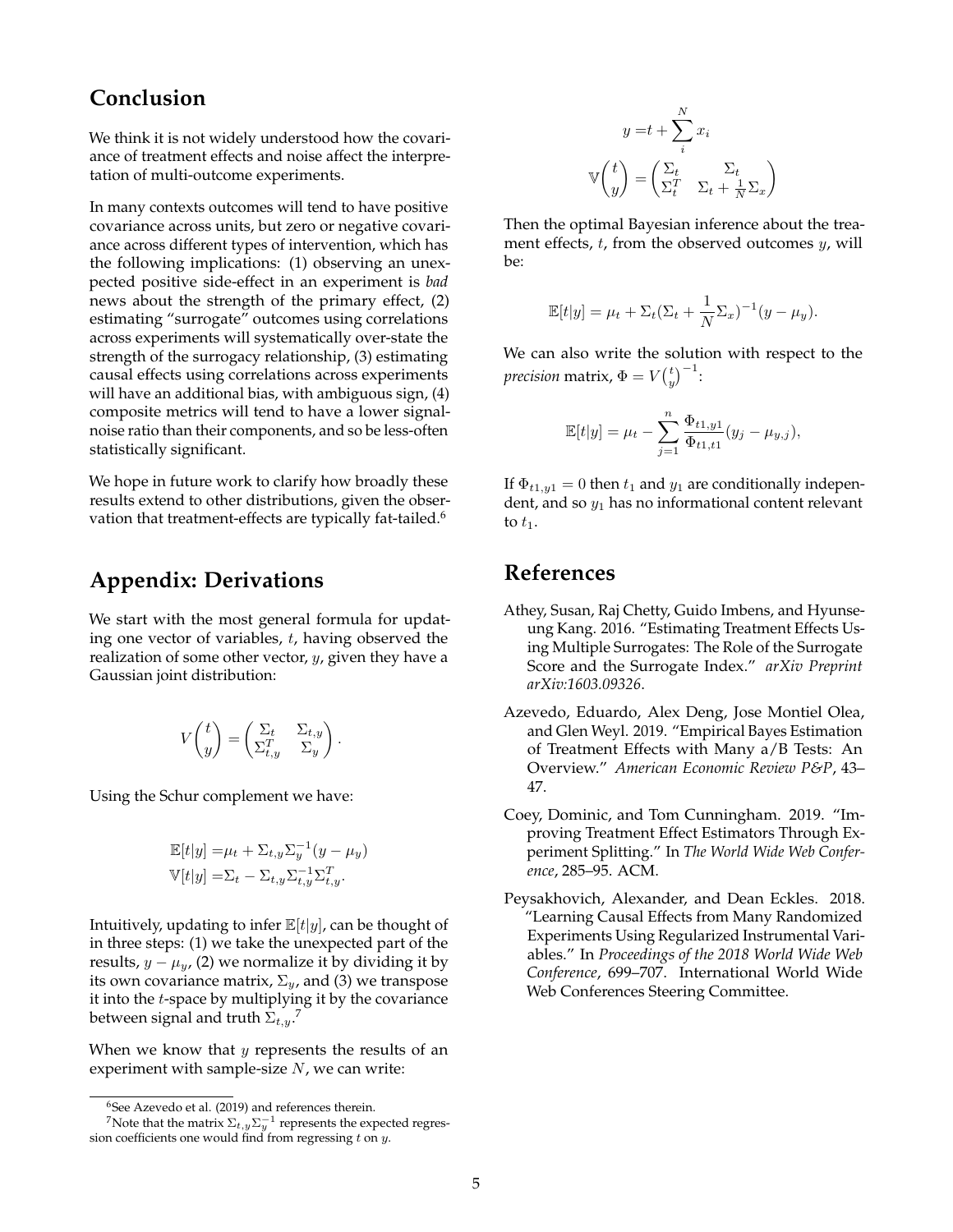## Conclusion

We think it is not widely understood how the covariance of treatment effects and noise affect the interpretation of multi-outcome experiments.

In many contexts outcomes will tend to have positive covariance across units, but zero or negative covariance across different types of intervention, which has the following implications: (1) observing an unexpected positive side-effect in an experiment is *bad* news about the strength of the primary effect, (2) estimating "surrogate" outcomes using correlations across experiments will systematically over-state the strength of the surrogacy relationship, (3) estimating causal effects using correlations across experiments will have an additional bias, with ambiguous sign, (4) composite metrics will tend to have a lower signal-noise ratio than their components, and so be less-often statistically significant.

We hope in future work to clarify how broadly these results extend to other distributions, given the observation that treatment-effects are typically fat-tailed.[6]

## Appendix: Derivations

We start with the most general formula for updating one vector of variables, $t$, having observed the realization of some other vector, $y$, given they have a Gaussian joint distribution:

$$V\begin{pmatrix} t \\ y \end{pmatrix} = \begin{pmatrix} \Sigma_t & \Sigma_{t,y} \\ \Sigma_{t,y}^T & \Sigma_y \end{pmatrix}.$$

Using the Schur complement we have:

$$\begin{aligned} \mathbb{E}[t|y] =& \mu_t + \Sigma_{t,y}\Sigma_y^{-1}(y - \mu_y) \\ \mathbb{V}[t|y] =& \Sigma_t - \Sigma_{t,y}\Sigma_{t,y}^{-1}\Sigma_{t,y}^T. \end{aligned}$$

Intuitively, updating to infer $\mathbb{E}[t|y]$, can be thought of in three steps: (1) we take the unexpected part of the results, $y - \mu_y$, (2) we normalize it by dividing it by its own covariance matrix, $\Sigma_y$, and (3) we transpose it into the $t$-space by multiplying it by the covariance between signal and truth $\Sigma_{t,y}$.[7]

When we know that $y$ represents the results of an experiment with sample-size $N$, we can write:

$$\begin{aligned} y =& t + \sum_i^N x_i \\ \mathbb{V}\begin{pmatrix} t \\ y \end{pmatrix} =& \begin{pmatrix} \Sigma_t & \Sigma_t \\ \Sigma_t^T & \Sigma_t + \frac{1}{N}\Sigma_x \end{pmatrix} \end{aligned}$$

Then the optimal Bayesian inference about the treament effects, $t$, from the observed outcomes $y$, will be:

$$\mathbb{E}[t|y] = \mu_t + \Sigma_t(\Sigma_t + \frac{1}{N}\Sigma_x)^{-1}(y - \mu_y).$$

We can also write the solution with respect to the *precision* matrix, $\Phi = V\binom{t}{y}^{-1}$:

$$\mathbb{E}[t|y] = \mu_t - \sum_{j=1}^{n} \frac{\Phi_{t1,y1}}{\Phi_{t1,t1}}(y_j - \mu_{y,j}),$$

If $\Phi_{t1,y1} = 0$ then $t_1$ and $y_1$ are conditionally independent, and so $y_1$ has no informational content relevant to $t_1$.

## References

Athey, Susan, Raj Chetty, Guido Imbens, and Hyunseung Kang. 2016. "Estimating Treatment Effects Using Multiple Surrogates: The Role of the Surrogate Score and the Surrogate Index." *arXiv Preprint arXiv:1603.09326*.

Azevedo, Eduardo, Alex Deng, Jose Montiel Olea, and Glen Weyl. 2019. "Empirical Bayes Estimation of Treatment Effects with Many a/B Tests: An Overview." *American Economic Review P&P*, 43–47.

Coey, Dominic, and Tom Cunningham. 2019. "Improving Treatment Effect Estimators Through Experiment Splitting." In *The World Wide Web Conference*, 285–95. ACM.

Peysakhovich, Alexander, and Dean Eckles. 2018. "Learning Causal Effects from Many Randomized Experiments Using Regularized Instrumental Variables." In *Proceedings of the 2018 World Wide Web Conference*, 699–707. International World Wide Web Conferences Steering Committee.

[6] See Azevedo et al. (2019) and references therein.

[7] Note that the matrix $\Sigma_{t,y}\Sigma_y^{-1}$ represents the expected regression coefficients one would find from regressing $t$ on $y$.